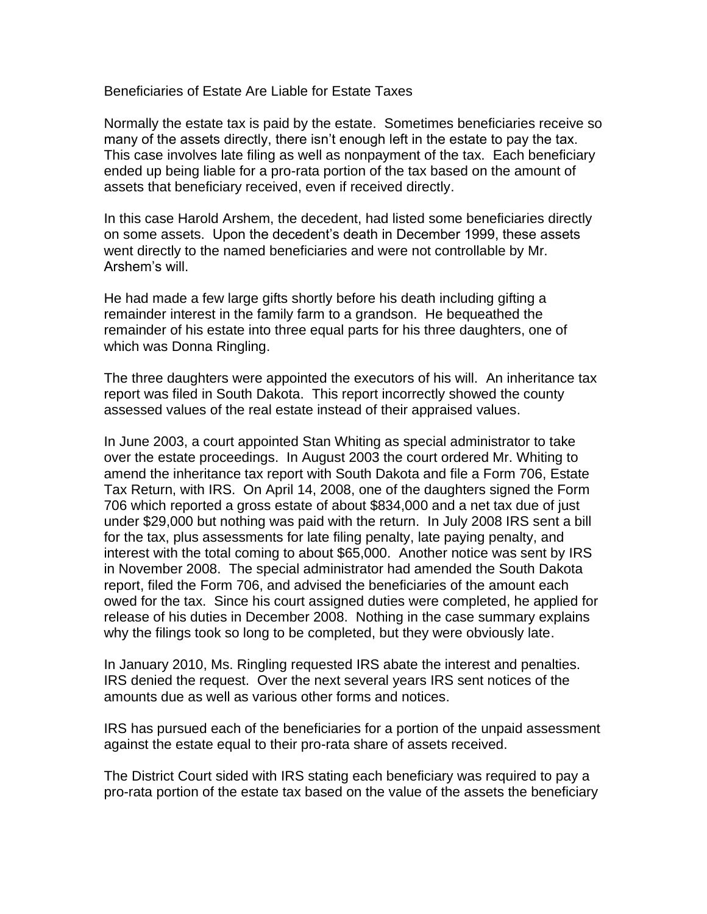# Beneficiaries of Estate Are Liable for Estate Taxes

Normally the estate tax is paid by the estate. Sometimes beneficiaries receive so many of the assets directly, there isn't enough left in the estate to pay the tax. This case involves late filing as well as nonpayment of the tax. Each beneficiary ended up being liable for a pro-rata portion of the tax based on the amount of assets that beneficiary received, even if received directly.

In this case Harold Arshem, the decedent, had listed some beneficiaries directly on some assets. Upon the decedent's death in December 1999, these assets went directly to the named beneficiaries and were not controllable by Mr. Arshem's will.

He had made a few large gifts shortly before his death including gifting a remainder interest in the family farm to a grandson. He bequeathed the remainder of his estate into three equal parts for his three daughters, one of which was Donna Ringling.

The three daughters were appointed the executors of his will. An inheritance tax report was filed in South Dakota. This report incorrectly showed the county assessed values of the real estate instead of their appraised values.

In June 2003, a court appointed Stan Whiting as special administrator to take over the estate proceedings. In August 2003 the court ordered Mr. Whiting to amend the inheritance tax report with South Dakota and file a Form 706, Estate Tax Return, with IRS. On April 14, 2008, one of the daughters signed the Form 706 which reported a gross estate of about $834,000 and a net tax due of just under $29,000 but nothing was paid with the return. In July 2008 IRS sent a bill for the tax, plus assessments for late filing penalty, late paying penalty, and interest with the total coming to about $65,000. Another notice was sent by IRS in November 2008. The special administrator had amended the South Dakota report, filed the Form 706, and advised the beneficiaries of the amount each owed for the tax. Since his court assigned duties were completed, he applied for release of his duties in December 2008. Nothing in the case summary explains why the filings took so long to be completed, but they were obviously late.

In January 2010, Ms. Ringling requested IRS abate the interest and penalties. IRS denied the request. Over the next several years IRS sent notices of the amounts due as well as various other forms and notices.

IRS has pursued each of the beneficiaries for a portion of the unpaid assessment against the estate equal to their pro-rata share of assets received.

The District Court sided with IRS stating each beneficiary was required to pay a pro-rata portion of the estate tax based on the value of the assets the beneficiary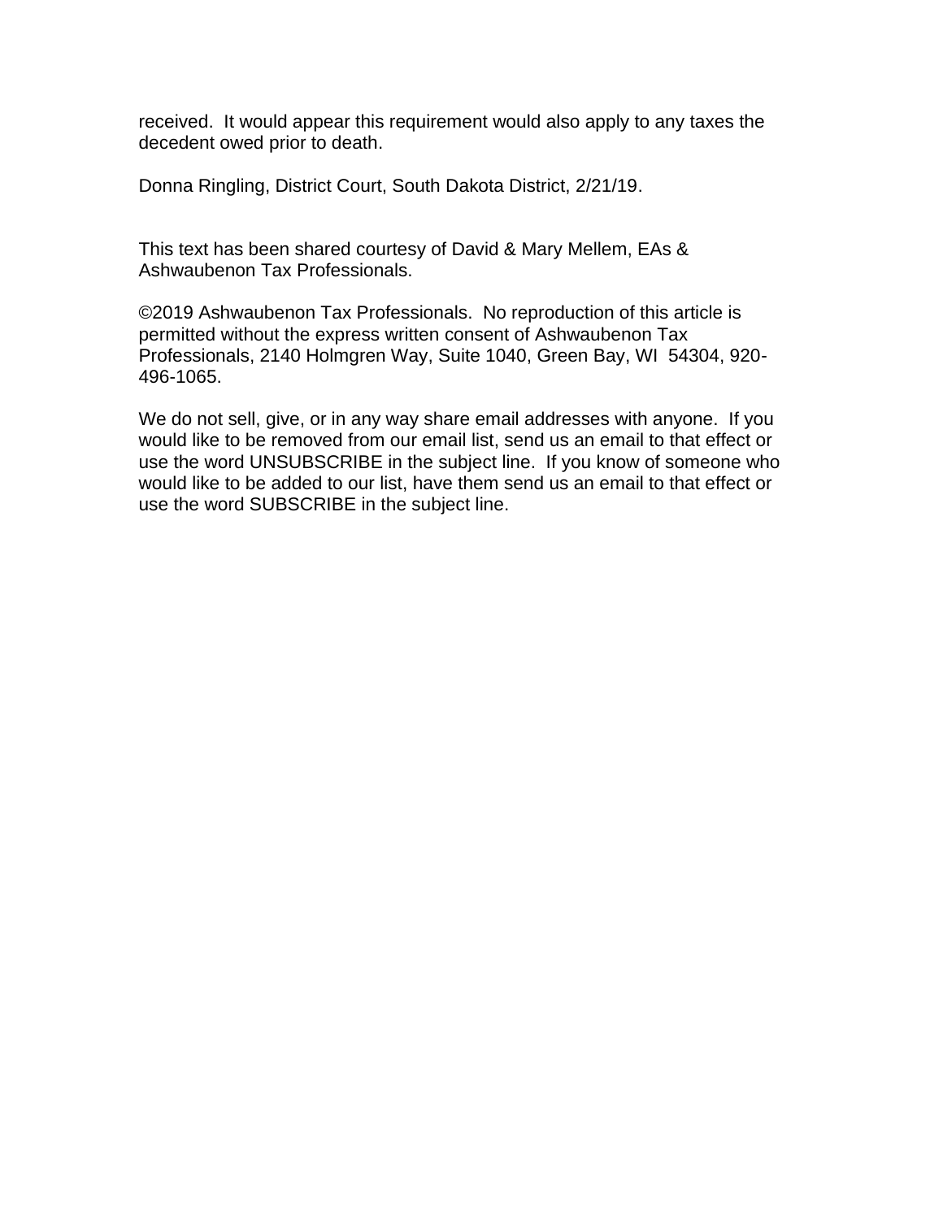received. It would appear this requirement would also apply to any taxes the decedent owed prior to death.

Donna Ringling, District Court, South Dakota District, 2/21/19.

This text has been shared courtesy of David & Mary Mellem, EAs & Ashwaubenon Tax Professionals.

©2019 Ashwaubenon Tax Professionals. No reproduction of this article is permitted without the express written consent of Ashwaubenon Tax Professionals, 2140 Holmgren Way, Suite 1040, Green Bay, WI 54304, 920-496-1065.

We do not sell, give, or in any way share email addresses with anyone. If you would like to be removed from our email list, send us an email to that effect or use the word UNSUBSCRIBE in the subject line. If you know of someone who would like to be added to our list, have them send us an email to that effect or use the word SUBSCRIBE in the subject line.